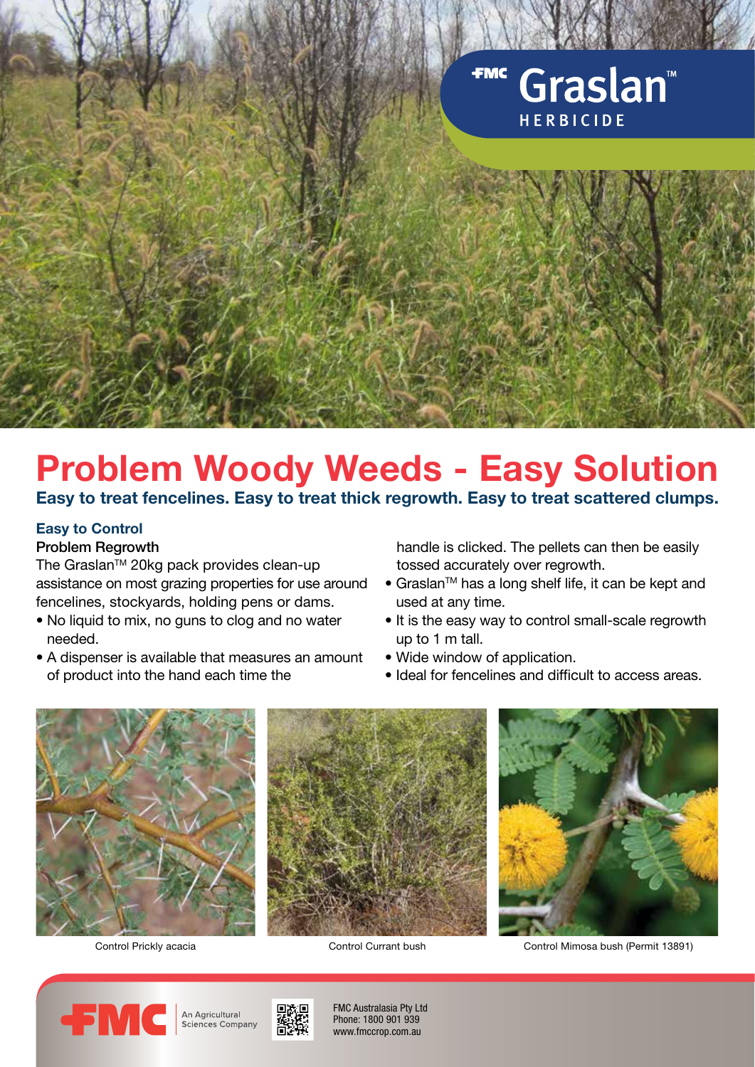FMC Graslan™ HERBICIDE

# Problem Woody Weeds - Easy Solution

**Easy to treat fencelines. Easy to treat thick regrowth. Easy to treat scattered clumps.**

## Easy to Control

### Problem Regrowth

The Graslan™ 20kg pack provides clean-up assistance on most grazing properties for use around fencelines, stockyards, holding pens or dams.

- No liquid to mix, no guns to clog and no water needed.
- A dispenser is available that measures an amount of product into the hand each time the handle is clicked. The pellets can then be easily tossed accurately over regrowth.
- Graslan™ has a long shelf life, it can be kept and used at any time.
- It is the easy way to control small-scale regrowth up to 1 m tall.
- Wide window of application.
- Ideal for fencelines and difficult to access areas.

Control Prickly acacia

Control Currant bush

Control Mimosa bush (Permit 13891)

FMC An Agricultural Sciences Company

FMC Australasia Pty Ltd
Phone: 1800 901 939
www.fmccrop.com.au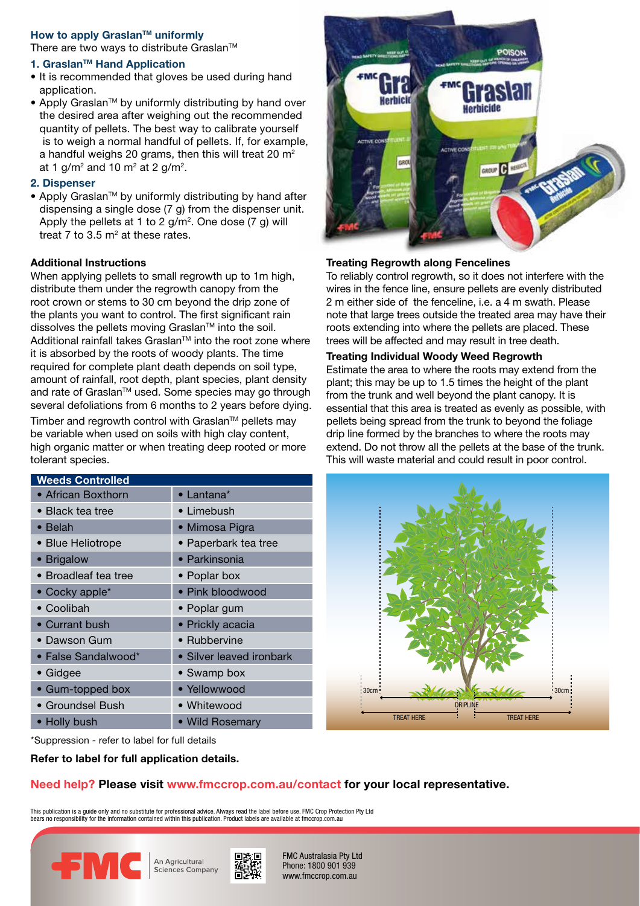## How to apply Graslan™ uniformly

There are two ways to distribute Graslan™

### 1. Graslan™ Hand Application

- It is recommended that gloves be used during hand application.
- Apply Graslan™ by uniformly distributing by hand over the desired area after weighing out the recommended quantity of pellets. The best way to calibrate yourself is to weigh a normal handful of pellets. If, for example, a handful weighs 20 grams, then this will treat 20 m² at 1 g/m² and 10 m² at 2 g/m².

### 2. Dispenser

- Apply Graslan™ by uniformly distributing by hand after dispensing a single dose (7 g) from the dispenser unit. Apply the pellets at 1 to 2 g/m². One dose (7 g) will treat 7 to 3.5 m² at these rates.

### Additional Instructions

When applying pellets to small regrowth up to 1m high, distribute them under the regrowth canopy from the root crown or stems to 30 cm beyond the drip zone of the plants you want to control. The first significant rain dissolves the pellets moving Graslan™ into the soil. Additional rainfall takes Graslan™ into the root zone where it is absorbed by the roots of woody plants. The time required for complete plant death depends on soil type, amount of rainfall, root depth, plant species, plant density and rate of Graslan™ used. Some species may go through several defoliations from 6 months to 2 years before dying.

Timber and regrowth control with Graslan™ pellets may be variable when used on soils with high clay content, high organic matter or when treating deep rooted or more tolerant species.

| Weeds Controlled | |
|---|---|
| • African Boxthorn | • Lantana* |
| • Black tea tree | • Limebush |
| • Belah | • Mimosa Pigra |
| • Blue Heliotrope | • Paperbark tea tree |
| • Brigalow | • Parkinsonia |
| • Broadleaf tea tree | • Poplar box |
| • Cocky apple* | • Pink bloodwood |
| • Coolibah | • Poplar gum |
| • Currant bush | • Prickly acacia |
| • Dawson Gum | • Rubbervine |
| • False Sandalwood* | • Silver leaved ironbark |
| • Gidgee | • Swamp box |
| • Gum-topped box | • Yellowwood |
| • Groundsel Bush | • Whitewood |
| • Holly bush | • Wild Rosemary |

*Suppression - refer to label for full details

**Refer to label for full application details.**

### Treating Regrowth along Fencelines

To reliably control regrowth, so it does not interfere with the wires in the fence line, ensure pellets are evenly distributed 2 m either side of the fenceline, i.e. a 4 m swath. Please note that large trees outside the treated area may have their roots extending into where the pellets are placed. These trees will be affected and may result in tree death.

### Treating Individual Woody Weed Regrowth

Estimate the area to where the roots may extend from the plant; this may be up to 1.5 times the height of the plant from the trunk and well beyond the plant canopy. It is essential that this area is treated as evenly as possible, with pellets being spread from the trunk to beyond the foliage drip line formed by the branches to where the roots may extend. Do not throw all the pellets at the base of the trunk. This will waste material and could result in poor control.

30cm
30cm
DRIPLINE
TREAT HERE
TREAT HERE

**Need help? Please visit www.fmccrop.com.au/contact for your local representative.**

This publication is a guide only and no substitute for professional advice. Always read the label before use. FMC Crop Protection Pty Ltd bears no responsibility for the information contained within this publication. Product labels are available at fmccrop.com.au

FMC An Agricultural Sciences Company

FMC Australasia Pty Ltd
Phone: 1800 901 939
www.fmccrop.com.au